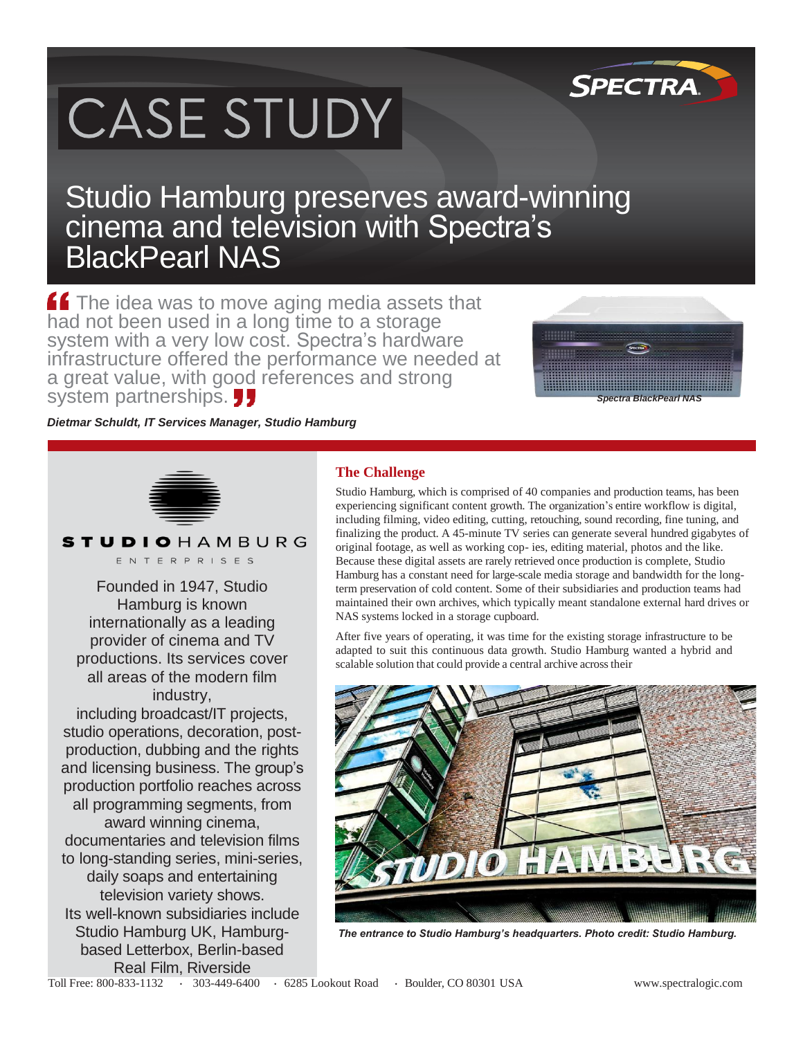# CASE STUDY

## Studio Hamburg preserves award-winning cinema and television with Spectra's BlackPearl NAS

> "The idea was to move aging media assets that had not been used in a long time to a storage system with a very low cost. Spectra's hardware infrastructure offered the performance we needed at a great value, with good references and strong system partnerships."

*Dietmar Schuldt, IT Services Manager, Studio Hamburg*

*Spectra BlackPearl NAS*

STUDIO HAMBURG ENTERPRISES

Founded in 1947, Studio Hamburg is known internationally as a leading provider of cinema and TV productions. Its services cover all areas of the modern film industry, including broadcast/IT projects, studio operations, decoration, post-production, dubbing and the rights and licensing business. The group's production portfolio reaches across all programming segments, from award winning cinema, documentaries and television films to long-standing series, mini-series, daily soaps and entertaining television variety shows. Its well-known subsidiaries include Studio Hamburg UK, Hamburg-based Letterbox, Berlin-based Real Film, Riverside

### The Challenge

Studio Hamburg, which is comprised of 40 companies and production teams, has been experiencing significant content growth. The organization's entire workflow is digital, including filming, video editing, cutting, retouching, sound recording, fine tuning, and finalizing the product. A 45-minute TV series can generate several hundred gigabytes of original footage, as well as working cop- ies, editing material, photos and the like. Because these digital assets are rarely retrieved once production is complete, Studio Hamburg has a constant need for large-scale media storage and bandwidth for the long-term preservation of cold content. Some of their subsidiaries and production teams had maintained their own archives, which typically meant standalone external hard drives or NAS systems locked in a storage cupboard.

After five years of operating, it was time for the existing storage infrastructure to be adapted to suit this continuous data growth. Studio Hamburg wanted a hybrid and scalable solution that could provide a central archive across their

*The entrance to Studio Hamburg's headquarters. Photo credit: Studio Hamburg.*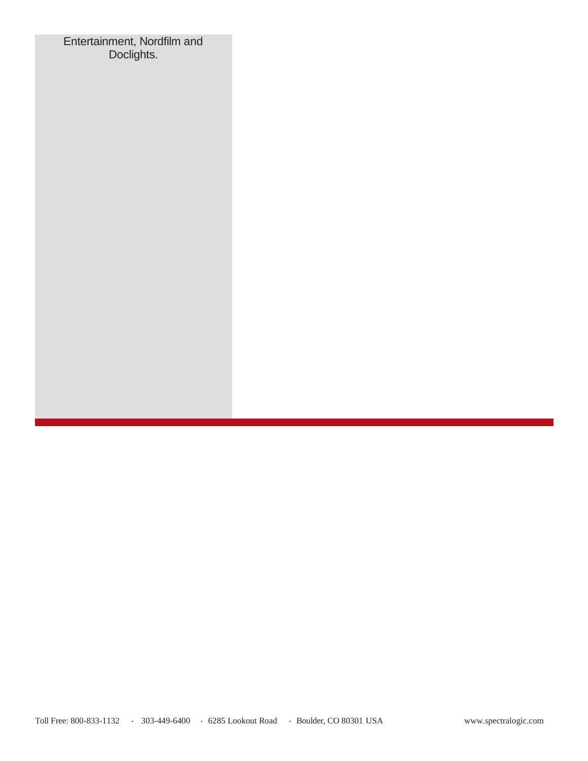Entertainment, Nordfilm and Doclights.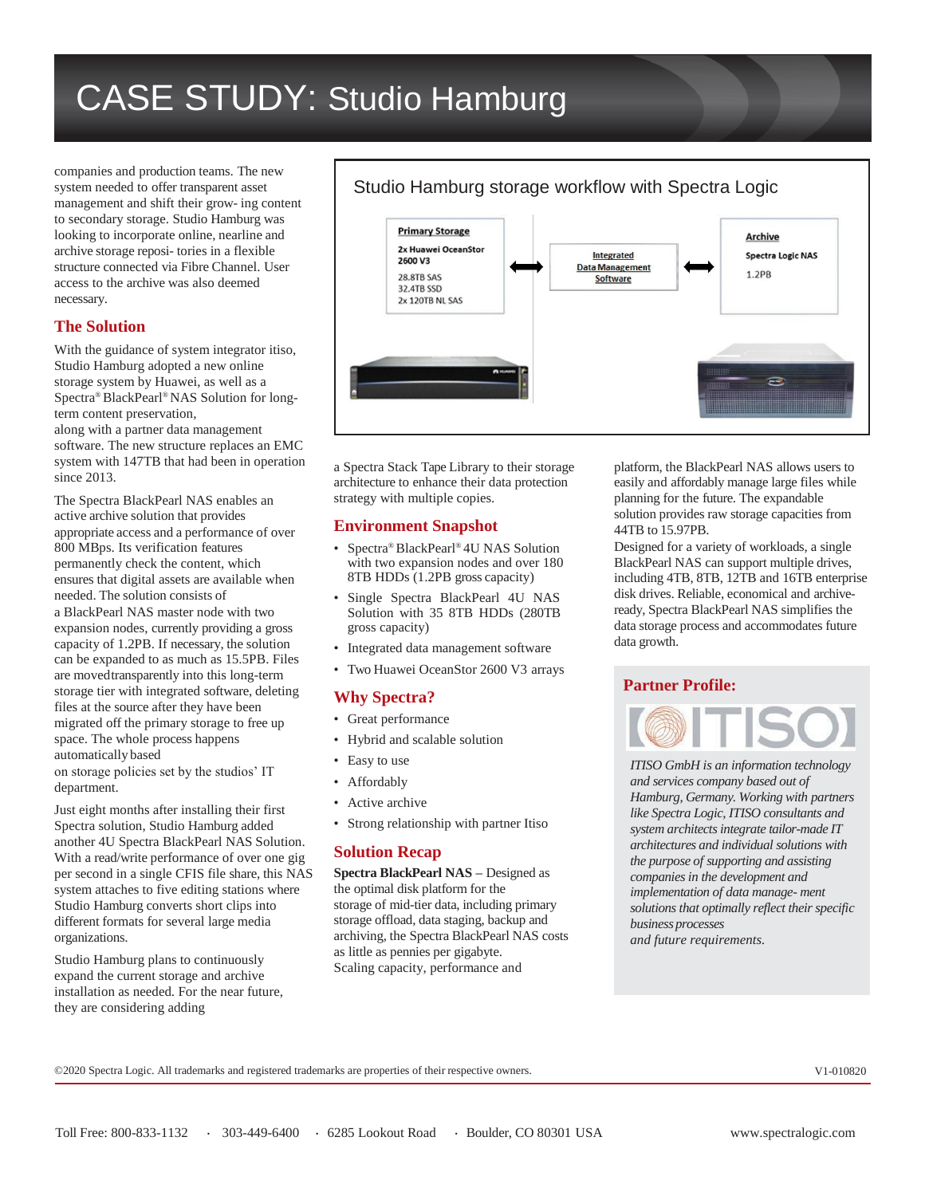# CASE STUDY: Studio Hamburg

companies and production teams. The new system needed to offer transparent asset management and shift their grow- ing content to secondary storage. Studio Hamburg was looking to incorporate online, nearline and archive storage reposi- tories in a flexible structure connected via Fibre Channel. User access to the archive was also deemed necessary.

## The Solution

With the guidance of system integrator itiso, Studio Hamburg adopted a new online storage system by Huawei, as well as a Spectra® BlackPearl® NAS Solution for long-term content preservation, along with a partner data management software. The new structure replaces an EMC system with 147TB that had been in operation since 2013.

The Spectra BlackPearl NAS enables an active archive solution that provides appropriate access and a performance of over 800 MBps. Its verification features permanently check the content, which ensures that digital assets are available when needed. The solution consists of a BlackPearl NAS master node with two expansion nodes, currently providing a gross capacity of 1.2PB. If necessary, the solution can be expanded to as much as 15.5PB. Files are movedtransparently into this long-term storage tier with integrated software, deleting files at the source after they have been migrated off the primary storage to free up space. The whole process happens automatically based on storage policies set by the studios' IT department.

Just eight months after installing their first Spectra solution, Studio Hamburg added another 4U Spectra BlackPearl NAS Solution. With a read/write performance of over one gig per second in a single CFIS file share, this NAS system attaches to five editing stations where Studio Hamburg converts short clips into different formats for several large media organizations.

Studio Hamburg plans to continuously expand the current storage and archive installation as needed. For the near future, they are considering adding a Spectra Stack Tape Library to their storage architecture to enhance their data protection strategy with multiple copies.

Studio Hamburg storage workflow with Spectra Logic

Primary Storage
2x Huawei OceanStor 2600 V3
28.8TB SAS
32.4TB SSD
2x 120TB NL SAS

Integrated Data Management Software

Archive
Spectra Logic NAS
1.2PB

## Environment Snapshot

- Spectra® BlackPearl® 4U NAS Solution with two expansion nodes and over 180 8TB HDDs (1.2PB gross capacity)
- Single Spectra BlackPearl 4U NAS Solution with 35 8TB HDDs (280TB gross capacity)
- Integrated data management software
- Two Huawei OceanStor 2600 V3 arrays

## Why Spectra?

- Great performance
- Hybrid and scalable solution
- Easy to use
- Affordably
- Active archive
- Strong relationship with partner Itiso

## Solution Recap

**Spectra BlackPearl NAS** – Designed as the optimal disk platform for the storage of mid-tier data, including primary storage offload, data staging, backup and archiving, the Spectra BlackPearl NAS costs as little as pennies per gigabyte. Scaling capacity, performance and platform, the BlackPearl NAS allows users to easily and affordably manage large files while planning for the future. The expandable solution provides raw storage capacities from 44TB to 15.97PB.
Designed for a variety of workloads, a single BlackPearl NAS can support multiple drives, including 4TB, 8TB, 12TB and 16TB enterprise disk drives. Reliable, economical and archive-ready, Spectra BlackPearl NAS simplifies the data storage process and accommodates future data growth.

## Partner Profile:

ITISO

*ITISO GmbH is an information technology and services company based out of Hamburg, Germany. Working with partners like Spectra Logic, ITISO consultants and system architects integrate tailor-made IT architectures and individual solutions with the purpose of supporting and assisting companies in the development and implementation of data manage- ment solutions that optimally reflect their specific business processes and future requirements.*

©2020 Spectra Logic. All trademarks and registered trademarks are properties of their respective owners. V1-010820

Toll Free: 800-833-1132 · 303-449-6400 · 6285 Lookout Road · Boulder, CO 80301 USA www.spectralogic.com